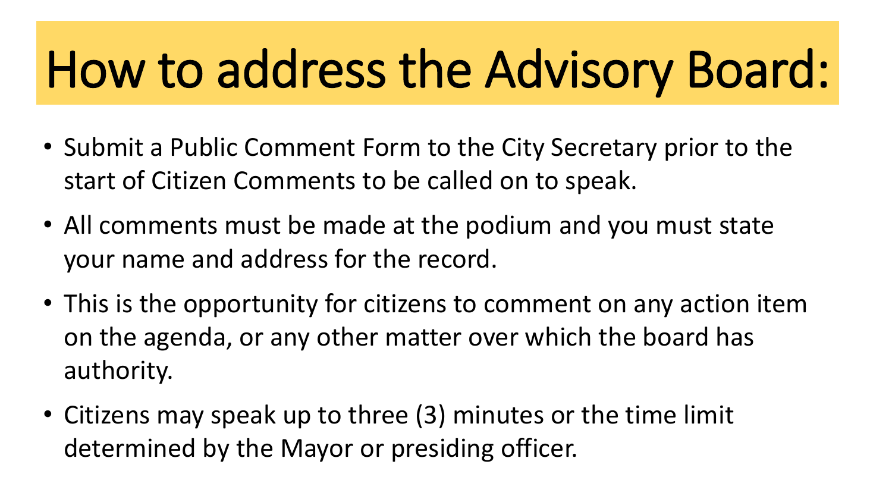# How to address the Advisory Board:

- Submit a Public Comment Form to the City Secretary prior to the start of Citizen Comments to be called on to speak.
- All comments must be made at the podium and you must state your name and address for the record.
- This is the opportunity for citizens to comment on any action item on the agenda, or any other matter over which the board has authority.
- Citizens may speak up to three (3) minutes or the time limit determined by the Mayor or presiding officer.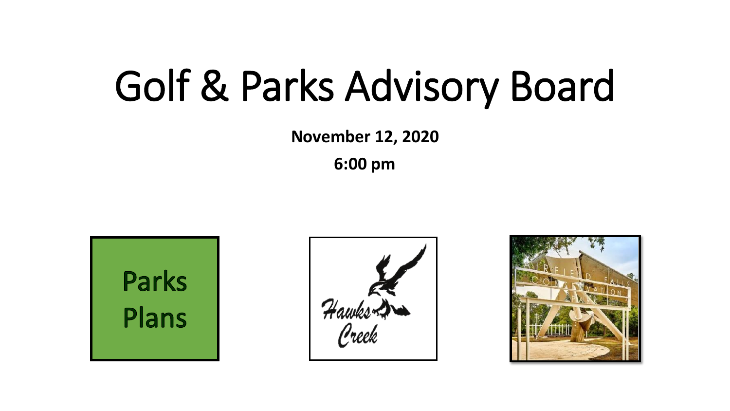# Golf & Parks Advisory Board

**November 12, 2020**

**6:00 pm**

Parks Plans

Hawks Creek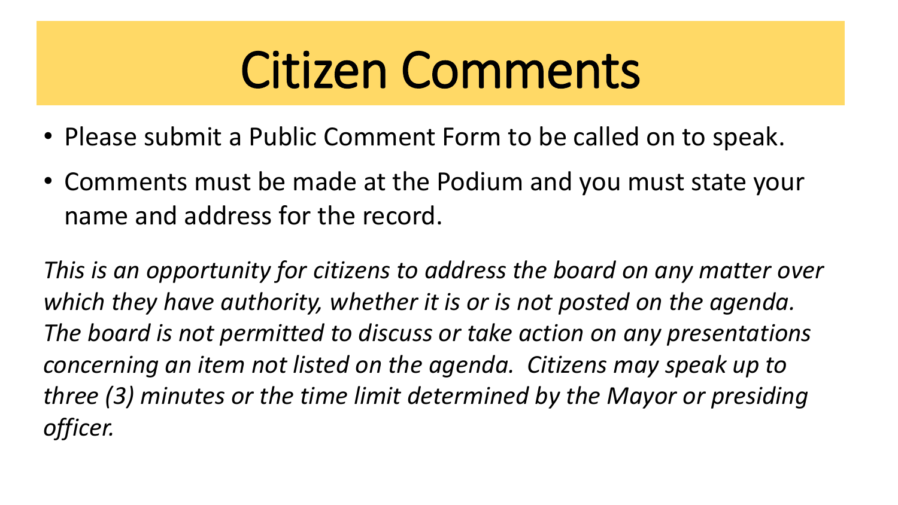# Citizen Comments

- Please submit a Public Comment Form to be called on to speak.
- Comments must be made at the Podium and you must state your name and address for the record.

*This is an opportunity for citizens to address the board on any matter over which they have authority, whether it is or is not posted on the agenda. The board is not permitted to discuss or take action on any presentations concerning an item not listed on the agenda. Citizens may speak up to three (3) minutes or the time limit determined by the Mayor or presiding officer.*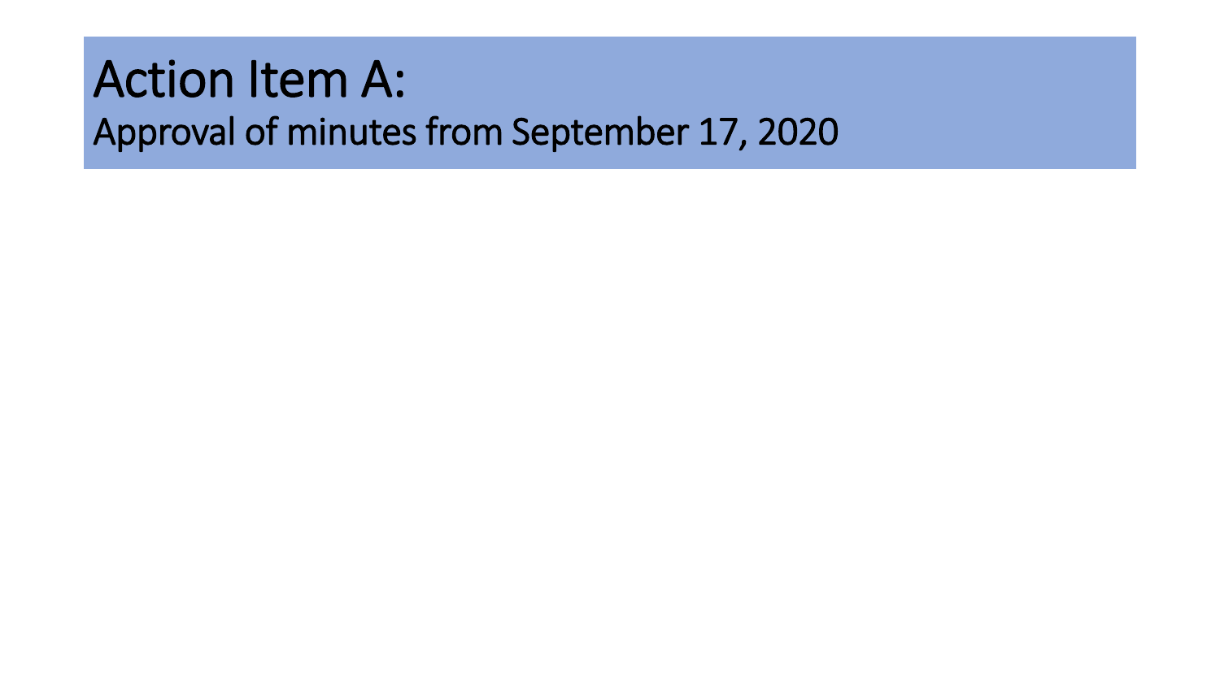# Action Item A:

## Approval of minutes from September 17, 2020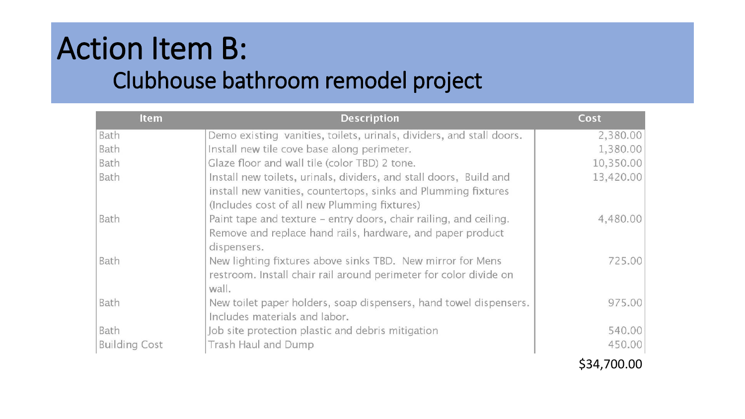# Action Item B:

## Clubhouse bathroom remodel project

| Item | Description | Cost |
|---|---|---|
| Bath | Demo existing vanities, toilets, urinals, dividers, and stall doors. | 2,380.00 |
| Bath | Install new tile cove base along perimeter. | 1,380.00 |
| Bath | Glaze floor and wall tile (color TBD) 2 tone. | 10,350.00 |
| Bath | Install new toilets, urinals, dividers, and stall doors, Build and install new vanities, countertops, sinks and Plumming fixtures (Includes cost of all new Plumming fixtures) | 13,420.00 |
| Bath | Paint tape and texture – entry doors, chair railing, and ceiling. Remove and replace hand rails, hardware, and paper product dispensers. | 4,480.00 |
| Bath | New lighting fixtures above sinks TBD. New mirror for Mens restroom. Install chair rail around perimeter for color divide on wall. | 725.00 |
| Bath | New toilet paper holders, soap dispensers, hand towel dispensers. Includes materials and labor. | 975.00 |
| Bath | Job site protection plastic and debris mitigation | 540.00 |
| Building Cost | Trash Haul and Dump | 450.00 |
| | | $34,700.00 |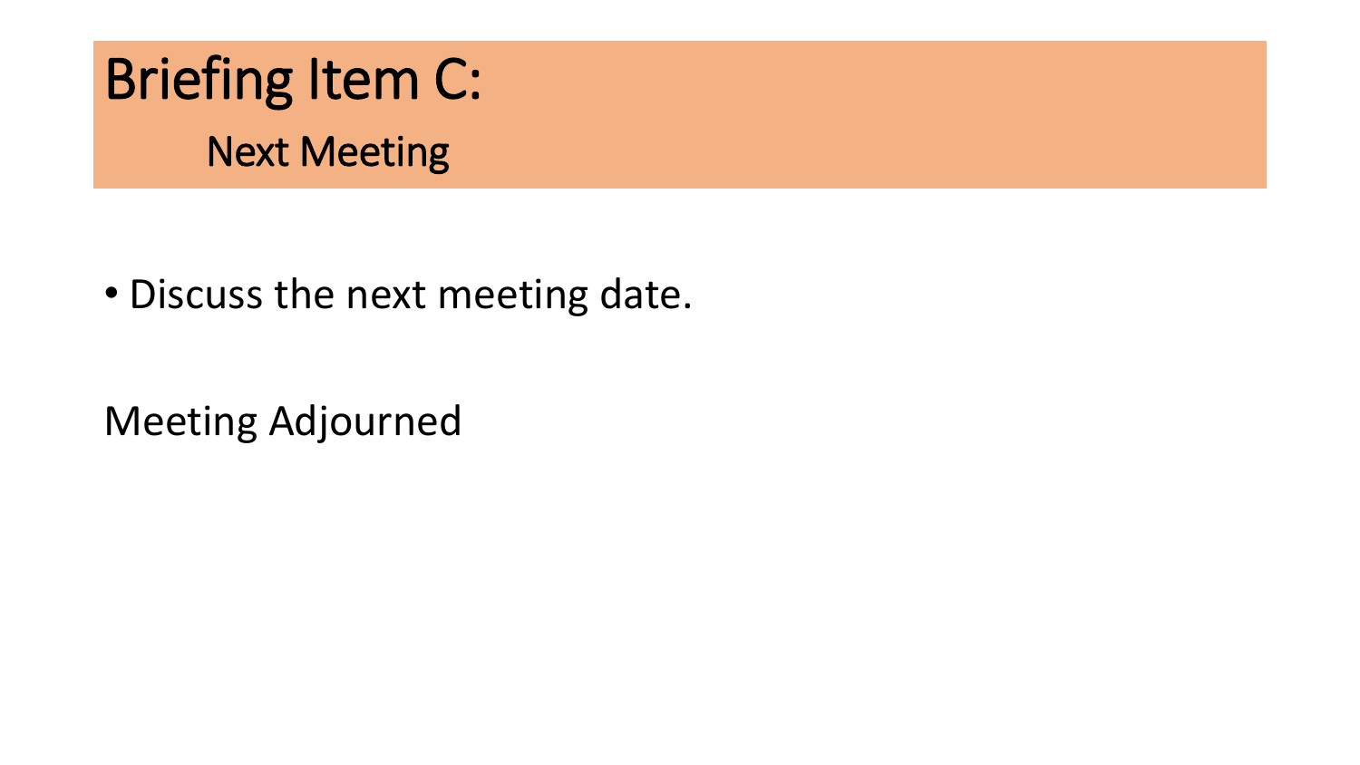# Briefing Item C:

## Next Meeting

- Discuss the next meeting date.

Meeting Adjourned